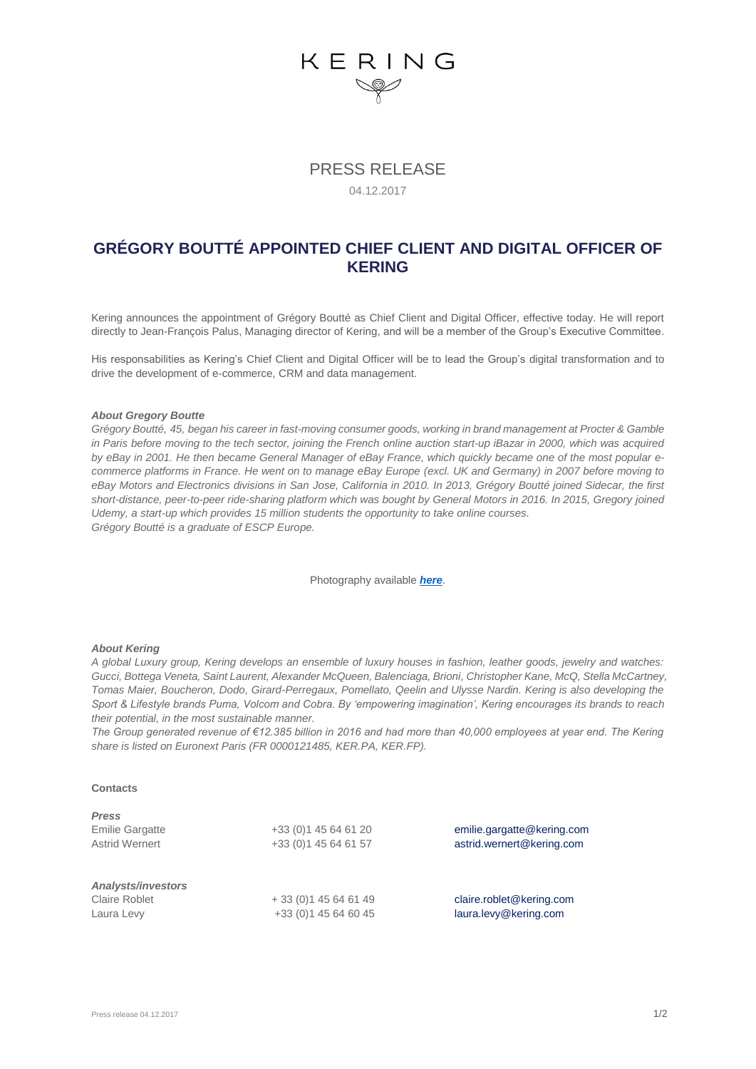KERING

PRESS RELEASE

04.12.2017

# GRÉGORY BOUTTÉ APPOINTED CHIEF CLIENT AND DIGITAL OFFICER OF KERING

Kering announces the appointment of Grégory Boutté as Chief Client and Digital Officer, effective today. He will report directly to Jean-François Palus, Managing director of Kering, and will be a member of the Group's Executive Committee.

His responsabilities as Kering's Chief Client and Digital Officer will be to lead the Group's digital transformation and to drive the development of e-commerce, CRM and data management.

***About Gregory Boutte***

*Grégory Boutté, 45, began his career in fast-moving consumer goods, working in brand management at Procter & Gamble in Paris before moving to the tech sector, joining the French online auction start-up iBazar in 2000, which was acquired by eBay in 2001. He then became General Manager of eBay France, which quickly became one of the most popular e-commerce platforms in France. He went on to manage eBay Europe (excl. UK and Germany) in 2007 before moving to eBay Motors and Electronics divisions in San Jose, California in 2010. In 2013, Grégory Boutté joined Sidecar, the first short-distance, peer-to-peer ride-sharing platform which was bought by General Motors in 2016. In 2015, Gregory joined Udemy, a start-up which provides 15 million students the opportunity to take online courses.*
*Grégory Boutté is a graduate of ESCP Europe.*

Photography available ***here***.

***About Kering***

*A global Luxury group, Kering develops an ensemble of luxury houses in fashion, leather goods, jewelry and watches: Gucci, Bottega Veneta, Saint Laurent, Alexander McQueen, Balenciaga, Brioni, Christopher Kane, McQ, Stella McCartney, Tomas Maier, Boucheron, Dodo, Girard-Perregaux, Pomellato, Qeelin and Ulysse Nardin. Kering is also developing the Sport & Lifestyle brands Puma, Volcom and Cobra. By 'empowering imagination', Kering encourages its brands to reach their potential, in the most sustainable manner.*
*The Group generated revenue of €12.385 billion in 2016 and had more than 40,000 employees at year end. The Kering share is listed on Euronext Paris (FR 0000121485, KER.PA, KER.FP).*

**Contacts**

***Press***

| | | |
|---|---|---|
| Emilie Gargatte | +33 (0)1 45 64 61 20 | emilie.gargatte@kering.com |
| Astrid Wernert | +33 (0)1 45 64 61 57 | astrid.wernert@kering.com |

***Analysts/investors***

| | | |
|---|---|---|
| Claire Roblet | + 33 (0)1 45 64 61 49 | claire.roblet@kering.com |
| Laura Levy | +33 (0)1 45 64 60 45 | laura.levy@kering.com |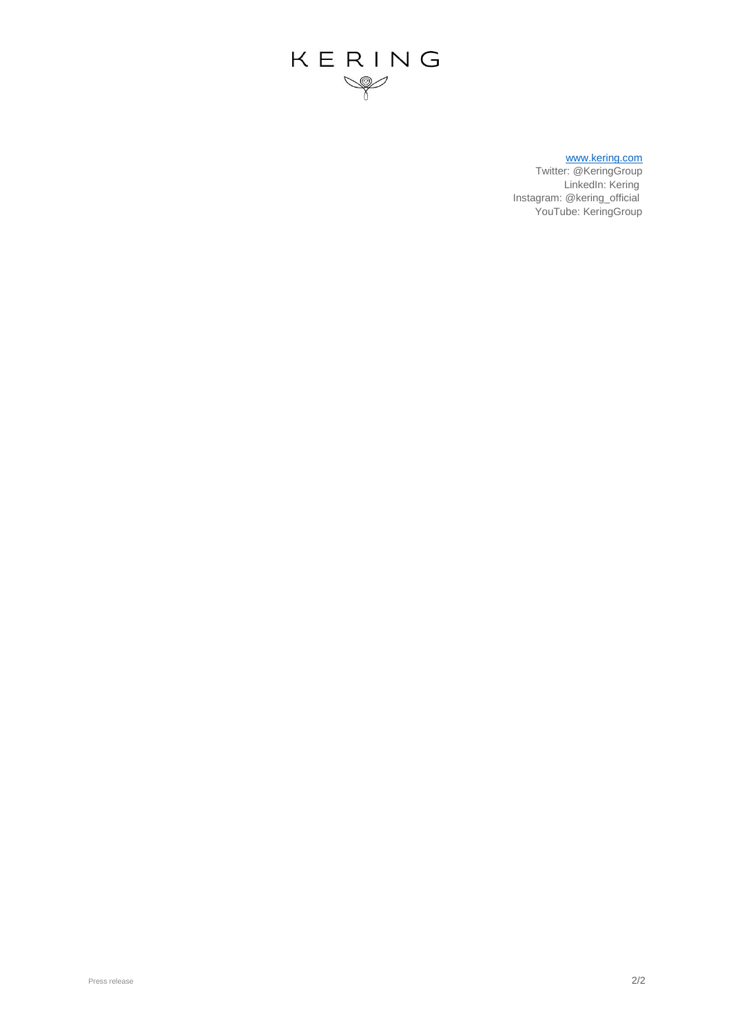KERING

www.kering.com
Twitter: @KeringGroup
LinkedIn: Kering
Instagram: @kering_official
YouTube: KeringGroup